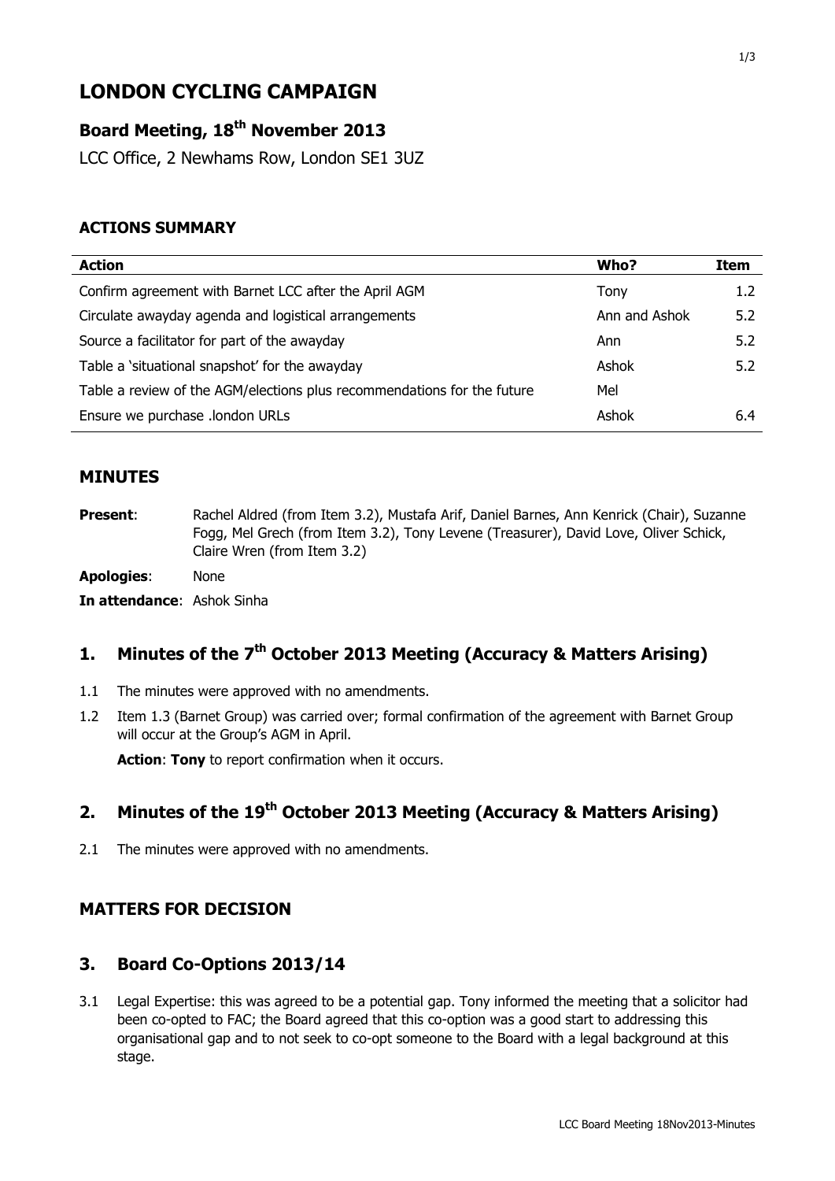# LONDON CYCLING CAMPAIGN

## Board Meeting, 18th November 2013

LCC Office, 2 Newhams Row, London SE1 3UZ

### ACTIONS SUMMARY

| Action | Who? | Item |
|---|---|---|
| Confirm agreement with Barnet LCC after the April AGM | Tony | 1.2 |
| Circulate awayday agenda and logistical arrangements | Ann and Ashok | 5.2 |
| Source a facilitator for part of the awayday | Ann | 5.2 |
| Table a 'situational snapshot' for the awayday | Ashok | 5.2 |
| Table a review of the AGM/elections plus recommendations for the future | Mel | |
| Ensure we purchase .london URLs | Ashok | 6.4 |

## MINUTES

**Present**: Rachel Aldred (from Item 3.2), Mustafa Arif, Daniel Barnes, Ann Kenrick (Chair), Suzanne Fogg, Mel Grech (from Item 3.2), Tony Levene (Treasurer), David Love, Oliver Schick, Claire Wren (from Item 3.2)

**Apologies**: None

**In attendance**: Ashok Sinha

## 1. Minutes of the 7th October 2013 Meeting (Accuracy & Matters Arising)

1.1 The minutes were approved with no amendments.

1.2 Item 1.3 (Barnet Group) was carried over; formal confirmation of the agreement with Barnet Group will occur at the Group's AGM in April.

**Action**: **Tony** to report confirmation when it occurs.

## 2. Minutes of the 19th October 2013 Meeting (Accuracy & Matters Arising)

2.1 The minutes were approved with no amendments.

## MATTERS FOR DECISION

## 3. Board Co-Options 2013/14

3.1 Legal Expertise: this was agreed to be a potential gap. Tony informed the meeting that a solicitor had been co-opted to FAC; the Board agreed that this co-option was a good start to addressing this organisational gap and to not seek to co-opt someone to the Board with a legal background at this stage.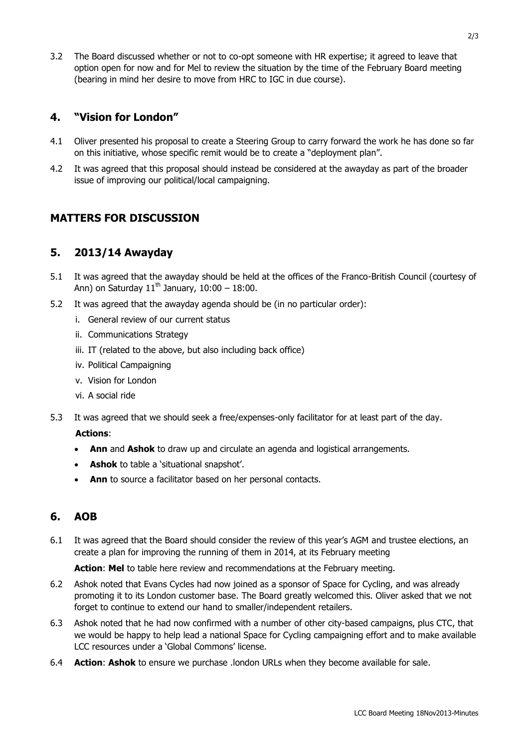3.2 The Board discussed whether or not to co-opt someone with HR expertise; it agreed to leave that option open for now and for Mel to review the situation by the time of the February Board meeting (bearing in mind her desire to move from HRC to IGC in due course).

## 4. "Vision for London"

4.1 Oliver presented his proposal to create a Steering Group to carry forward the work he has done so far on this initiative, whose specific remit would be to create a "deployment plan".

4.2 It was agreed that this proposal should instead be considered at the awayday as part of the broader issue of improving our political/local campaigning.

## MATTERS FOR DISCUSSION

## 5. 2013/14 Awayday

5.1 It was agreed that the awayday should be held at the offices of the Franco-British Council (courtesy of Ann) on Saturday 11th January, 10:00 – 18:00.

5.2 It was agreed that the awayday agenda should be (in no particular order):

i. General review of our current status
ii. Communications Strategy
iii. IT (related to the above, but also including back office)
iv. Political Campaigning
v. Vision for London
vi. A social ride

5.3 It was agreed that we should seek a free/expenses-only facilitator for at least part of the day.

**Actions**:

- **Ann** and **Ashok** to draw up and circulate an agenda and logistical arrangements.
- **Ashok** to table a 'situational snapshot'.
- **Ann** to source a facilitator based on her personal contacts.

## 6. AOB

6.1 It was agreed that the Board should consider the review of this year's AGM and trustee elections, an create a plan for improving the running of them in 2014, at its February meeting

**Action**: **Mel** to table here review and recommendations at the February meeting.

6.2 Ashok noted that Evans Cycles had now joined as a sponsor of Space for Cycling, and was already promoting it to its London customer base. The Board greatly welcomed this. Oliver asked that we not forget to continue to extend our hand to smaller/independent retailers.

6.3 Ashok noted that he had now confirmed with a number of other city-based campaigns, plus CTC, that we would be happy to help lead a national Space for Cycling campaigning effort and to make available LCC resources under a 'Global Commons' license.

6.4 **Action**: **Ashok** to ensure we purchase .london URLs when they become available for sale.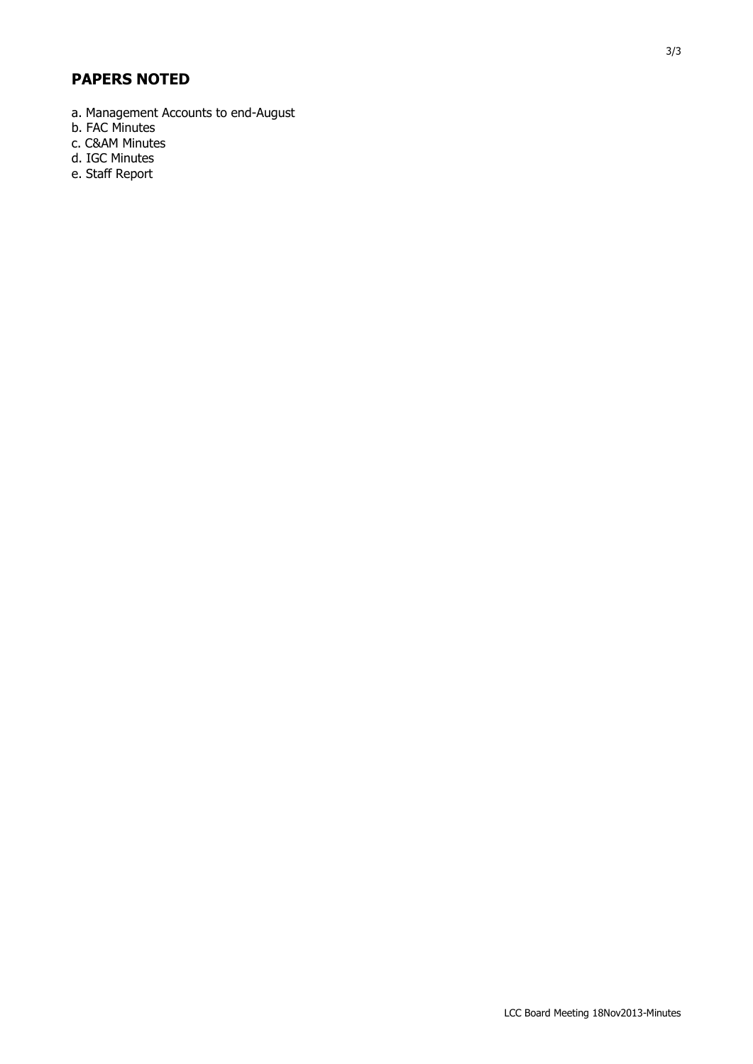## PAPERS NOTED

a. Management Accounts to end-August
b. FAC Minutes
c. C&AM Minutes
d. IGC Minutes
e. Staff Report